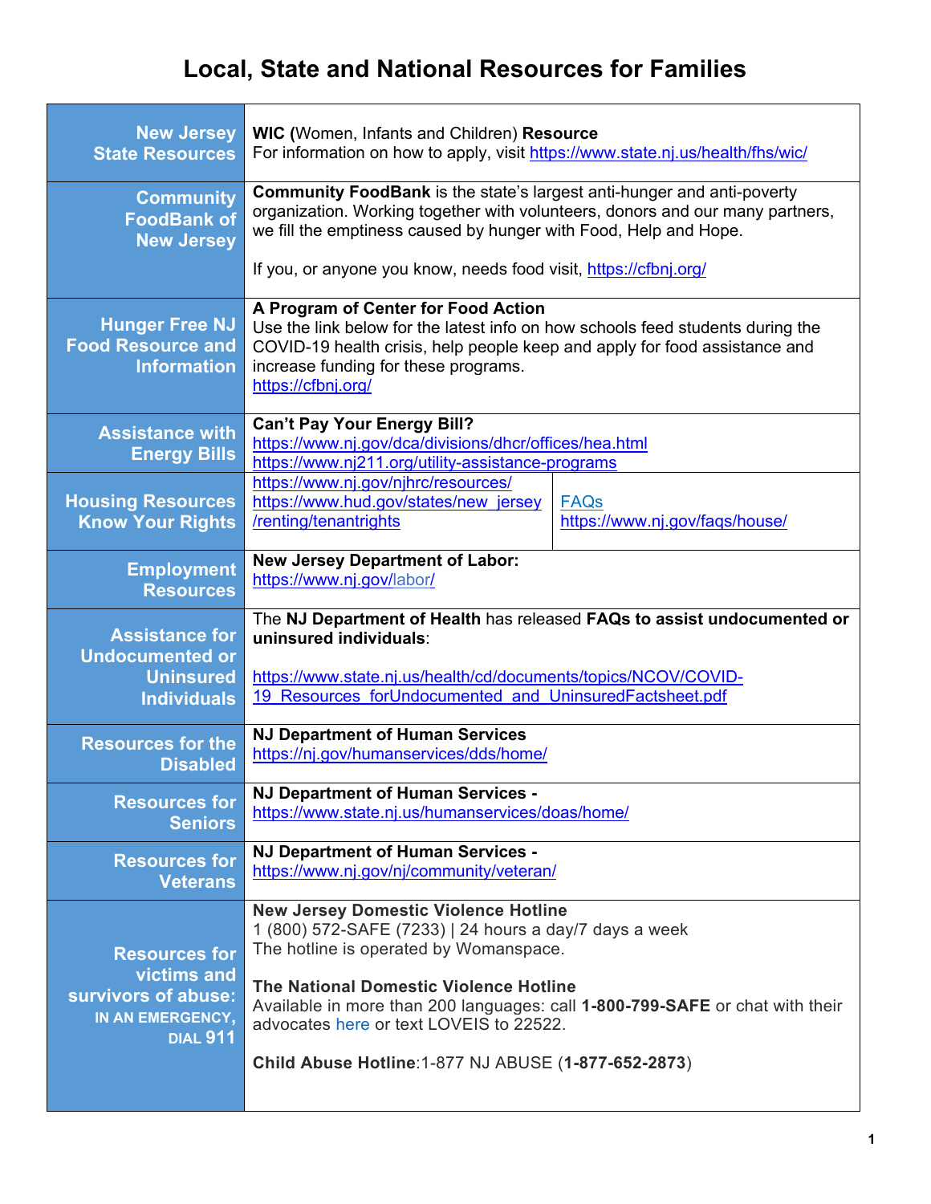# Local, State and National Resources for Families

| | |
|---|---|
| **New Jersey State Resources** | **WIC (**Women, Infants and Children) **Resource**<br>For information on how to apply, visit https://www.state.nj.us/health/fhs/wic/ |
| **Community FoodBank of New Jersey** | **Community FoodBank** is the state's largest anti-hunger and anti-poverty organization. Working together with volunteers, donors and our many partners, we fill the emptiness caused by hunger with Food, Help and Hope.<br><br>If you, or anyone you know, needs food visit, https://cfbnj.org/ |
| **Hunger Free NJ Food Resource and Information** | **A Program of Center for Food Action**<br>Use the link below for the latest info on how schools feed students during the COVID-19 health crisis, help people keep and apply for food assistance and increase funding for these programs.<br>https://cfbnj.org/ |
| **Assistance with Energy Bills** | **Can't Pay Your Energy Bill?**<br>https://www.nj.gov/dca/divisions/dhcr/offices/hea.html<br>https://www.nj211.org/utility-assistance-programs |
| **Housing Resources Know Your Rights** | https://www.nj.gov/njhrc/resources/<br>https://www.hud.gov/states/new_jersey/renting/tenantrights<br><br>FAQs<br>https://www.nj.gov/faqs/house/ |
| **Employment Resources** | **New Jersey Department of Labor:**<br>https://www.nj.gov/labor/ |
| **Assistance for Undocumented or Uninsured Individuals** | The **NJ Department of Health** has released **FAQs to assist undocumented or uninsured individuals**:<br><br>https://www.state.nj.us/health/cd/documents/topics/NCOV/COVID-19_Resources_forUndocumented_and_UninsuredFactsheet.pdf |
| **Resources for the Disabled** | **NJ Department of Human Services**<br>https://nj.gov/humanservices/dds/home/ |
| **Resources for Seniors** | **NJ Department of Human Services -**<br>https://www.state.nj.us/humanservices/doas/home/ |
| **Resources for Veterans** | **NJ Department of Human Services -**<br>https://www.nj.gov/nj/community/veteran/ |
| **Resources for victims and survivors of abuse:**<br>**IN AN EMERGENCY, DIAL 911** | **New Jersey Domestic Violence Hotline**<br>1 (800) 572-SAFE (7233) \| 24 hours a day/7 days a week<br>The hotline is operated by Womanspace.<br><br>**The National Domestic Violence Hotline**<br>Available in more than 200 languages: call **1-800-799-SAFE** or chat with their advocates here or text LOVEIS to 22522.<br><br>**Child Abuse Hotline**:1-877 NJ ABUSE (**1-877-652-2873**) |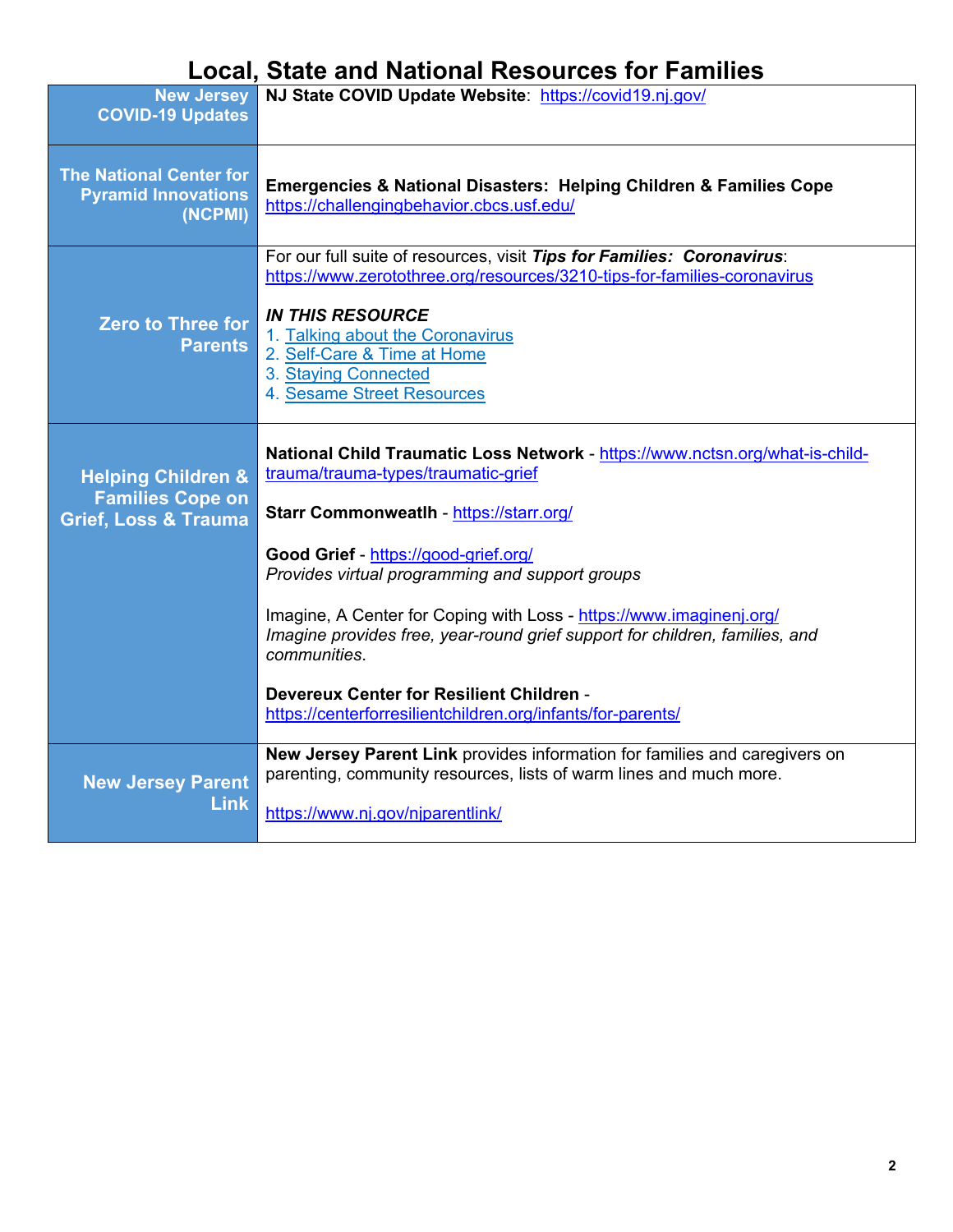# Local, State and National Resources for Families

| | |
|---|---|
| **New Jersey COVID-19 Updates** | **NJ State COVID Update Website**: https://covid19.nj.gov/ |
| **The National Center for Pyramid Innovations (NCPMI)** | **Emergencies & National Disasters: Helping Children & Families Cope** https://challengingbehavior.cbcs.usf.edu/ |
| **Zero to Three for Parents** | For our full suite of resources, visit ***Tips for Families: Coronavirus***: https://www.zerotothree.org/resources/3210-tips-for-families-coronavirus<br><br>***IN THIS RESOURCE***<br>1. Talking about the Coronavirus<br>2. Self-Care & Time at Home<br>3. Staying Connected<br>4. Sesame Street Resources |
| **Helping Children & Families Cope on Grief, Loss & Trauma** | **National Child Traumatic Loss Network** - https://www.nctsn.org/what-is-child-trauma/trauma-types/traumatic-grief<br><br>**Starr Commonweatlh** - https://starr.org/<br><br>**Good Grief** - https://good-grief.org/<br>*Provides virtual programming and support groups*<br><br>Imagine, A Center for Coping with Loss - https://www.imaginenj.org/<br>*Imagine provides free, year-round grief support for children, families, and communities*.<br><br>**Devereux Center for Resilient Children** - https://centerforresilientchildren.org/infants/for-parents/ |
| **New Jersey Parent Link** | **New Jersey Parent Link** provides information for families and caregivers on parenting, community resources, lists of warm lines and much more.<br><br>https://www.nj.gov/njparentlink/ |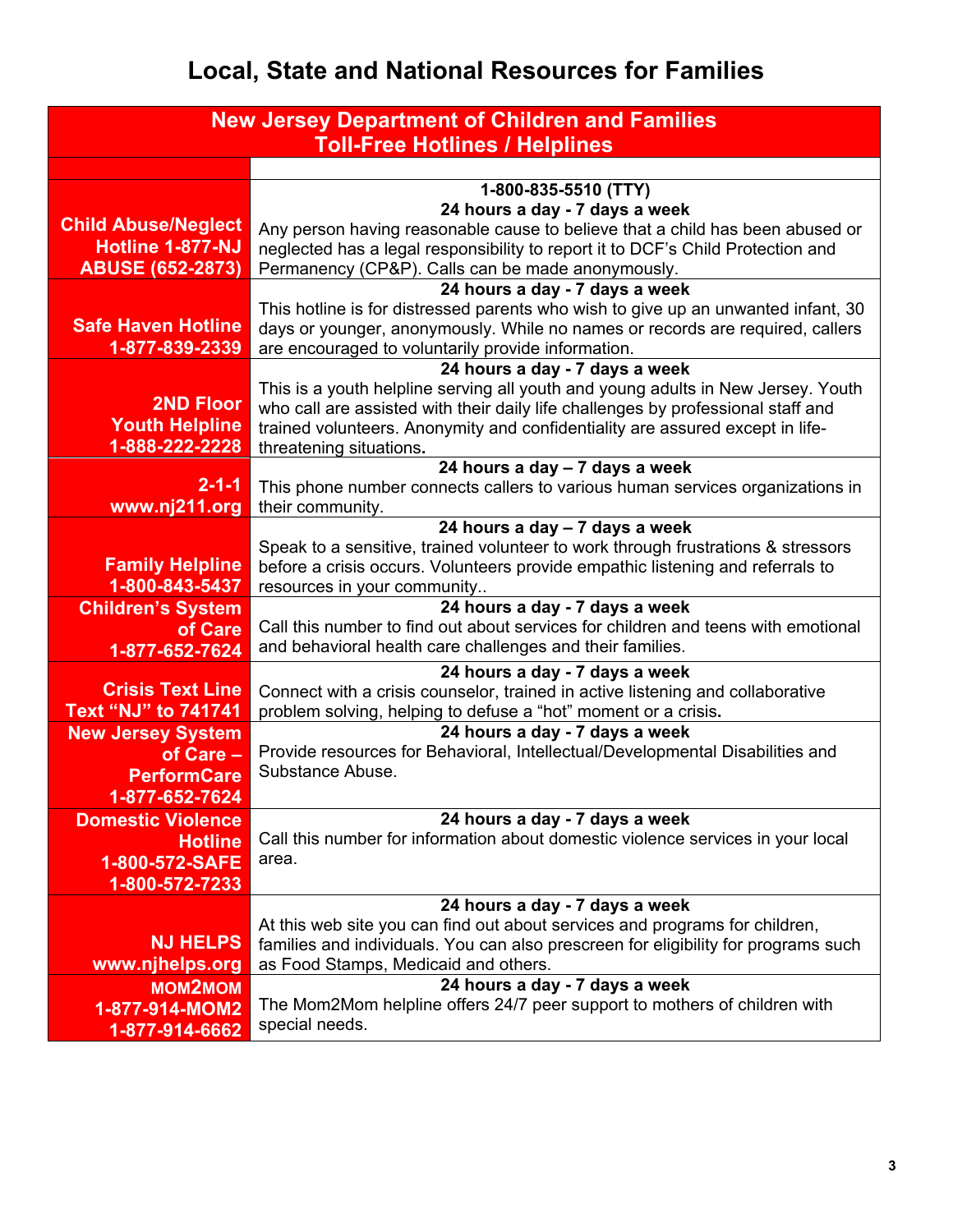# Local, State and National Resources for Families

| New Jersey Department of Children and Families Toll-Free Hotlines / Helplines | |
|---|---|
| | |
| **Child Abuse/Neglect Hotline 1-877-NJ ABUSE (652-2873)** | **1-800-835-5510 (TTY)** **24 hours a day - 7 days a week** Any person having reasonable cause to believe that a child has been abused or neglected has a legal responsibility to report it to DCF's Child Protection and Permanency (CP&P). Calls can be made anonymously. |
| **Safe Haven Hotline 1-877-839-2339** | **24 hours a day - 7 days a week** This hotline is for distressed parents who wish to give up an unwanted infant, 30 days or younger, anonymously. While no names or records are required, callers are encouraged to voluntarily provide information. |
| **2ND Floor Youth Helpline 1-888-222-2228** | **24 hours a day - 7 days a week** This is a youth helpline serving all youth and young adults in New Jersey. Youth who call are assisted with their daily life challenges by professional staff and trained volunteers. Anonymity and confidentiality are assured except in life-threatening situations. |
| **2-1-1 www.nj211.org** | **24 hours a day – 7 days a week** This phone number connects callers to various human services organizations in their community. |
| **Family Helpline 1-800-843-5437** | **24 hours a day – 7 days a week** Speak to a sensitive, trained volunteer to work through frustrations & stressors before a crisis occurs. Volunteers provide empathic listening and referrals to resources in your community.. |
| **Children's System of Care 1-877-652-7624** | **24 hours a day - 7 days a week** Call this number to find out about services for children and teens with emotional and behavioral health care challenges and their families. |
| **Crisis Text Line Text "NJ" to 741741** | **24 hours a day - 7 days a week** Connect with a crisis counselor, trained in active listening and collaborative problem solving, helping to defuse a "hot" moment or a crisis. |
| **New Jersey System of Care – PerformCare 1-877-652-7624** | **24 hours a day - 7 days a week** Provide resources for Behavioral, Intellectual/Developmental Disabilities and Substance Abuse. |
| **Domestic Violence Hotline 1-800-572-SAFE 1-800-572-7233** | **24 hours a day - 7 days a week** Call this number for information about domestic violence services in your local area. |
| **NJ HELPS www.njhelps.org** | **24 hours a day - 7 days a week** At this web site you can find out about services and programs for children, families and individuals. You can also prescreen for eligibility for programs such as Food Stamps, Medicaid and others. |
| **MOM2MOM 1-877-914-MOM2 1-877-914-6662** | **24 hours a day - 7 days a week** The Mom2Mom helpline offers 24/7 peer support to mothers of children with special needs. |